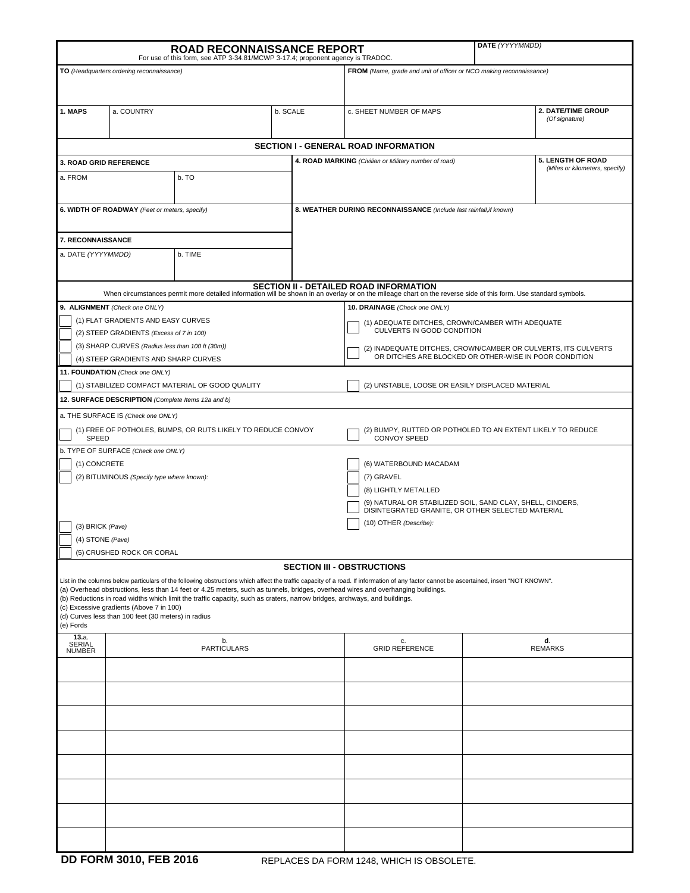# ROAD RECONNAISSANCE REPORT

For use of this form, see ATP 3-34.81/MCWP 3-17.4; proponent agency is TRADOC.

**DATE** *(YYYYMMDD)*

**TO** *(Headquarters ordering reconnaissance)*

**FROM** *(Name, grade and unit of officer or NCO making reconnaissance)*

| **1. MAPS** | a. COUNTRY | b. SCALE | c. SHEET NUMBER OF MAPS | **2. DATE/TIME GROUP** *(Of signature)* |
|---|---|---|---|---|
| | | | | |

## SECTION I - GENERAL ROAD INFORMATION

**3. ROAD GRID REFERENCE**

a. FROM

b. TO

**4. ROAD MARKING** *(Civilian or Military number of road)*

**5. LENGTH OF ROAD** *(Miles or kilometers, specify)*

**6. WIDTH OF ROADWAY** *(Feet or meters, specify)*

**7. RECONNAISSANCE**

a. DATE *(YYYYMMDD)*

b. TIME

**8. WEATHER DURING RECONNAISSANCE** *(Include last rainfall,if known)*

## SECTION II - DETAILED ROAD INFORMATION

When circumstances permit more detailed information will be shown in an overlay or on the mileage chart on the reverse side of this form. Use standard symbols.

**9. ALIGNMENT** *(Check one ONLY)*

- ☐ (1) FLAT GRADIENTS AND EASY CURVES
- ☐ (2) STEEP GRADIENTS *(Excess of 7 in 100)*
- ☐ (3) SHARP CURVES *(Radius less than 100 ft (30m))*
- ☐ (4) STEEP GRADIENTS AND SHARP CURVES

**10. DRAINAGE** *(Check one ONLY)*

- ☐ (1) ADEQUATE DITCHES, CROWN/CAMBER WITH ADEQUATE CULVERTS IN GOOD CONDITION
- ☐ (2) INADEQUATE DITCHES, CROWN/CAMBER OR CULVERTS, ITS CULVERTS OR DITCHES ARE BLOCKED OR OTHER-WISE IN POOR CONDITION

**11. FOUNDATION** *(Check one ONLY)*

- ☐ (1) STABILIZED COMPACT MATERIAL OF GOOD QUALITY
- ☐ (2) UNSTABLE, LOOSE OR EASILY DISPLACED MATERIAL

**12. SURFACE DESCRIPTION** *(Complete Items 12a and b)*

a. THE SURFACE IS *(Check one ONLY)*

- ☐ (1) FREE OF POTHOLES, BUMPS, OR RUTS LIKELY TO REDUCE CONVOY SPEED
- ☐ (2) BUMPY, RUTTED OR POTHOLED TO AN EXTENT LIKELY TO REDUCE CONVOY SPEED

b. TYPE OF SURFACE *(Check one ONLY)*

- ☐ (1) CONCRETE
- ☐ (2) BITUMINOUS *(Specify type where known):*
- ☐ (3) BRICK *(Pave)*
- ☐ (4) STONE *(Pave)*
- ☐ (5) CRUSHED ROCK OR CORAL
- ☐ (6) WATERBOUND MACADAM
- ☐ (7) GRAVEL
- ☐ (8) LIGHTLY METALLED
- ☐ (9) NATURAL OR STABILIZED SOIL, SAND CLAY, SHELL, CINDERS, DISINTEGRATED GRANITE, OR OTHER SELECTED MATERIAL
- ☐ (10) OTHER *(Describe):*

## SECTION III - OBSTRUCTIONS

List in the columns below particulars of the following obstructions which affect the traffic capacity of a road. If information of any factor cannot be ascertained, insert "NOT KNOWN".

(a) Overhead obstructions, less than 14 feet or 4.25 meters, such as tunnels, bridges, overhead wires and overhanging buildings.
(b) Reductions in road widths which limit the traffic capacity, such as craters, narrow bridges, archways, and buildings.
(c) Excessive gradients (Above 7 in 100)
(d) Curves less than 100 feet (30 meters) in radius
(e) Fords

| **13.**a. SERIAL NUMBER | b. PARTICULARS | c. GRID REFERENCE | **d**. REMARKS |
|---|---|---|---|
| | | | |
| | | | |
| | | | |
| | | | |
| | | | |
| | | | |
| | | | |
| | | | |

**DD FORM 3010, FEB 2016** REPLACES DA FORM 1248, WHICH IS OBSOLETE.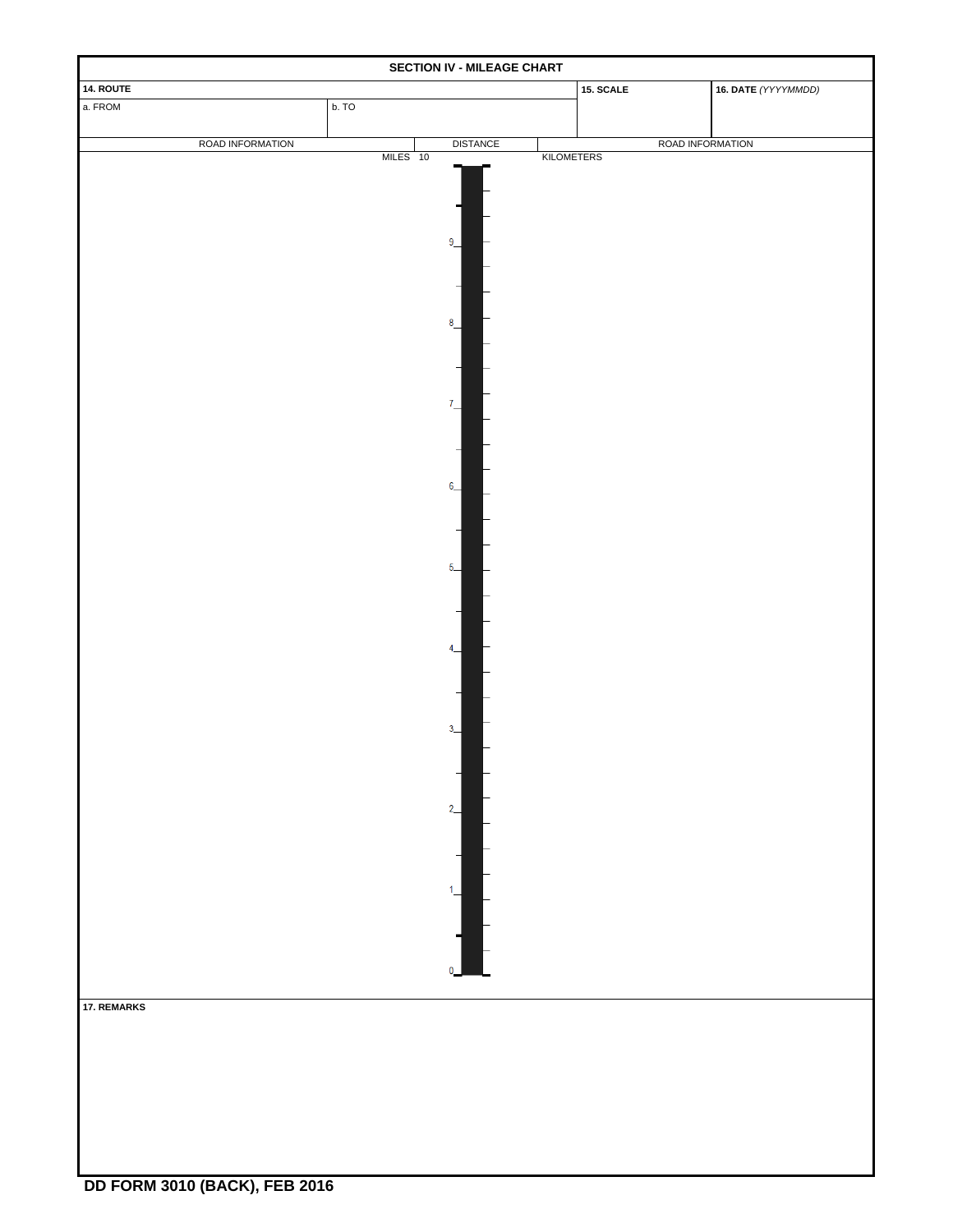## SECTION IV - MILEAGE CHART

| 14. ROUTE | | 15. SCALE | 16. DATE *(YYYYMMDD)* |
|---|---|---|---|
| a. FROM | b. TO | | |

| ROAD INFORMATION | DISTANCE | ROAD INFORMATION |
|---|---|---|
| | | |

MILES 10

KILOMETERS

9

8

7

6

5

4

3

2

1

0

**17. REMARKS**

**DD FORM 3010 (BACK), FEB 2016**